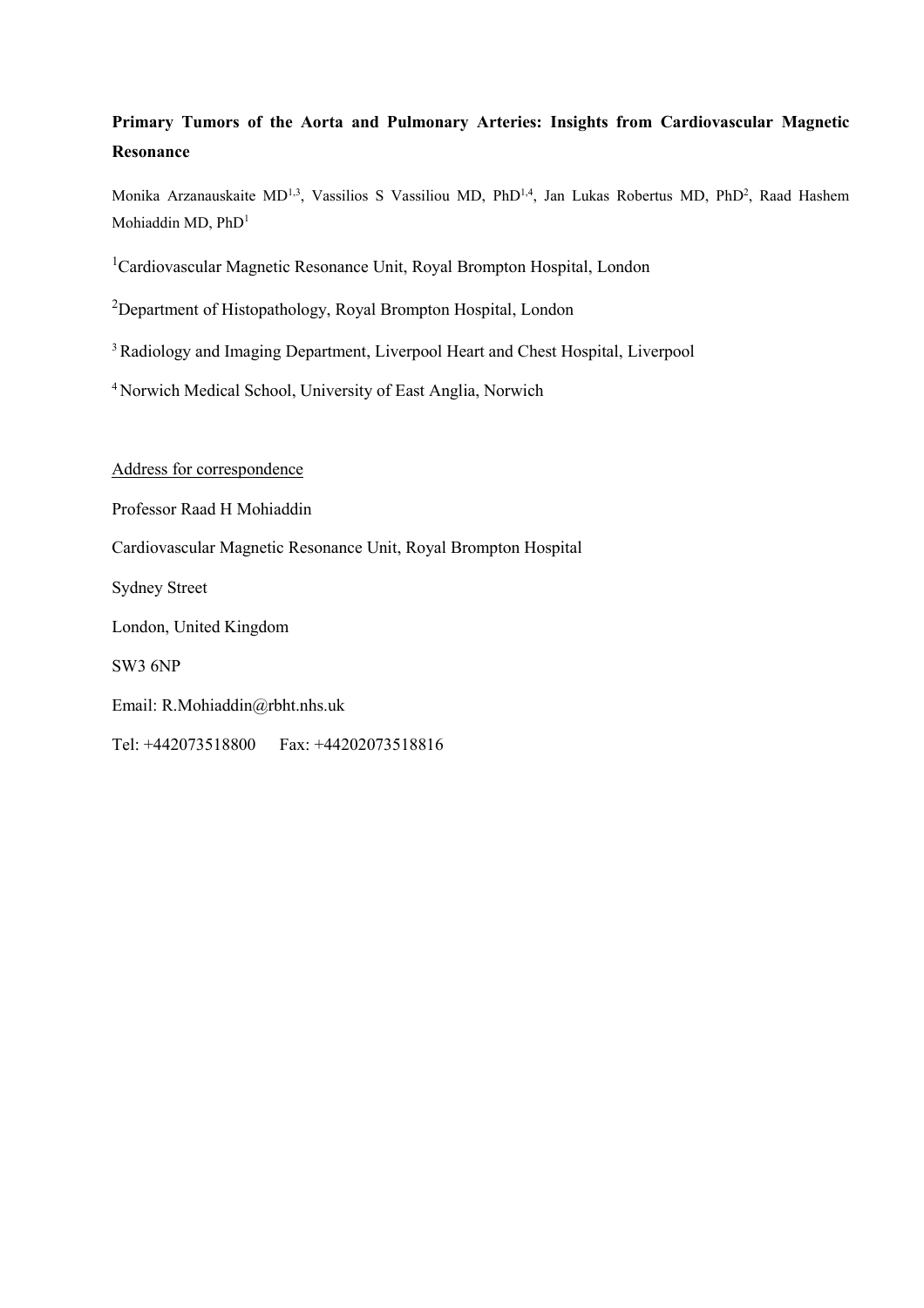# Primary Tumors of the Aorta and Pulmonary Arteries: Insights from Cardiovascular Magnetic Resonance

Monika Arzanauskaite MD[1,3], Vassilios S Vassiliou MD, PhD[1,4], Jan Lukas Robertus MD, PhD[2], Raad Hashem Mohiaddin MD, PhD[1]

[1]Cardiovascular Magnetic Resonance Unit, Royal Brompton Hospital, London

[2]Department of Histopathology, Royal Brompton Hospital, London

[3] Radiology and Imaging Department, Liverpool Heart and Chest Hospital, Liverpool

[4] Norwich Medical School, University of East Anglia, Norwich

Address for correspondence

Professor Raad H Mohiaddin

Cardiovascular Magnetic Resonance Unit, Royal Brompton Hospital

Sydney Street

London, United Kingdom

SW3 6NP

Email: R.Mohiaddin@rbht.nhs.uk

Tel: +442073518800 Fax: +44202073518816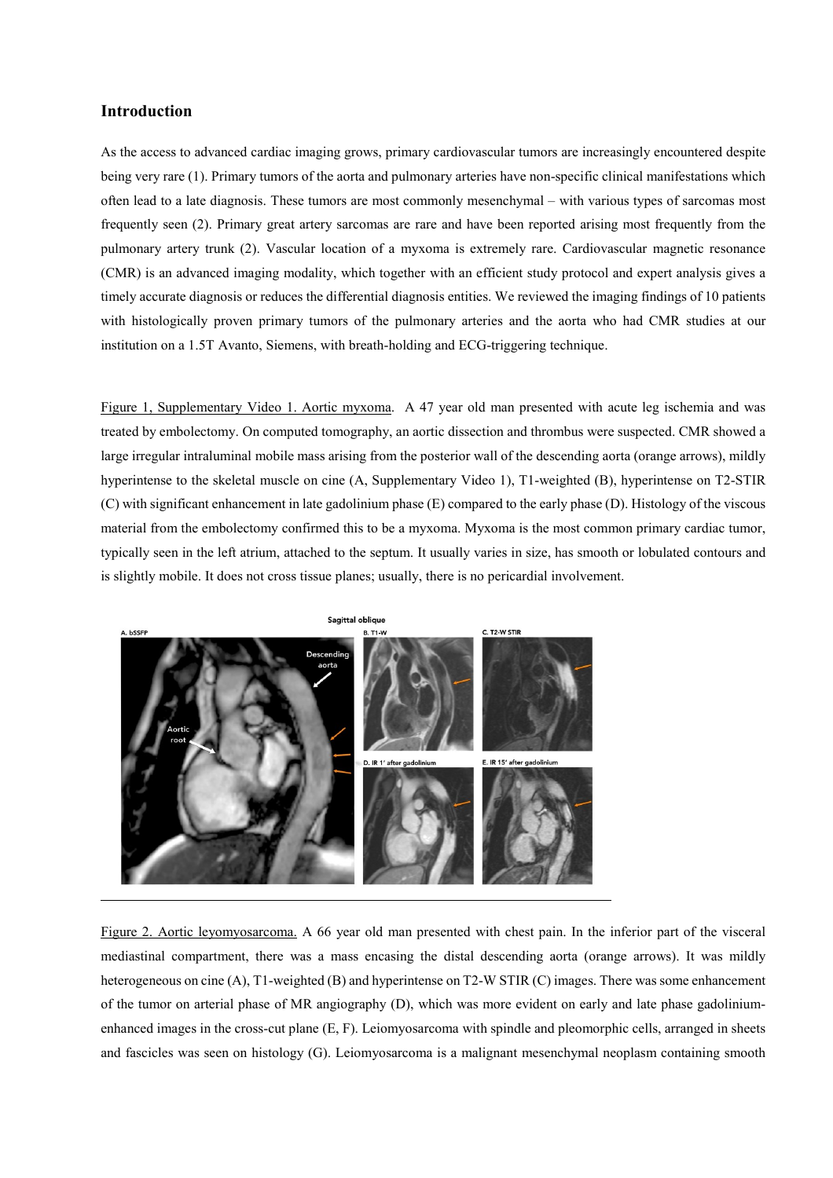## Introduction

As the access to advanced cardiac imaging grows, primary cardiovascular tumors are increasingly encountered despite being very rare (1). Primary tumors of the aorta and pulmonary arteries have non-specific clinical manifestations which often lead to a late diagnosis. These tumors are most commonly mesenchymal – with various types of sarcomas most frequently seen (2). Primary great artery sarcomas are rare and have been reported arising most frequently from the pulmonary artery trunk (2). Vascular location of a myxoma is extremely rare. Cardiovascular magnetic resonance (CMR) is an advanced imaging modality, which together with an efficient study protocol and expert analysis gives a timely accurate diagnosis or reduces the differential diagnosis entities. We reviewed the imaging findings of 10 patients with histologically proven primary tumors of the pulmonary arteries and the aorta who had CMR studies at our institution on a 1.5T Avanto, Siemens, with breath-holding and ECG-triggering technique.

Figure 1, Supplementary Video 1. Aortic myxoma. A 47 year old man presented with acute leg ischemia and was treated by embolectomy. On computed tomography, an aortic dissection and thrombus were suspected. CMR showed a large irregular intraluminal mobile mass arising from the posterior wall of the descending aorta (orange arrows), mildly hyperintense to the skeletal muscle on cine (A, Supplementary Video 1), T1-weighted (B), hyperintense on T2-STIR (C) with significant enhancement in late gadolinium phase (E) compared to the early phase (D). Histology of the viscous material from the embolectomy confirmed this to be a myxoma. Myxoma is the most common primary cardiac tumor, typically seen in the left atrium, attached to the septum. It usually varies in size, has smooth or lobulated contours and is slightly mobile. It does not cross tissue planes; usually, there is no pericardial involvement.

Figure 2. Aortic leyomyosarcoma. A 66 year old man presented with chest pain. In the inferior part of the visceral mediastinal compartment, there was a mass encasing the distal descending aorta (orange arrows). It was mildly heterogeneous on cine (A), T1-weighted (B) and hyperintense on T2-W STIR (C) images. There was some enhancement of the tumor on arterial phase of MR angiography (D), which was more evident on early and late phase gadolinium-enhanced images in the cross-cut plane (E, F). Leiomyosarcoma with spindle and pleomorphic cells, arranged in sheets and fascicles was seen on histology (G). Leiomyosarcoma is a malignant mesenchymal neoplasm containing smooth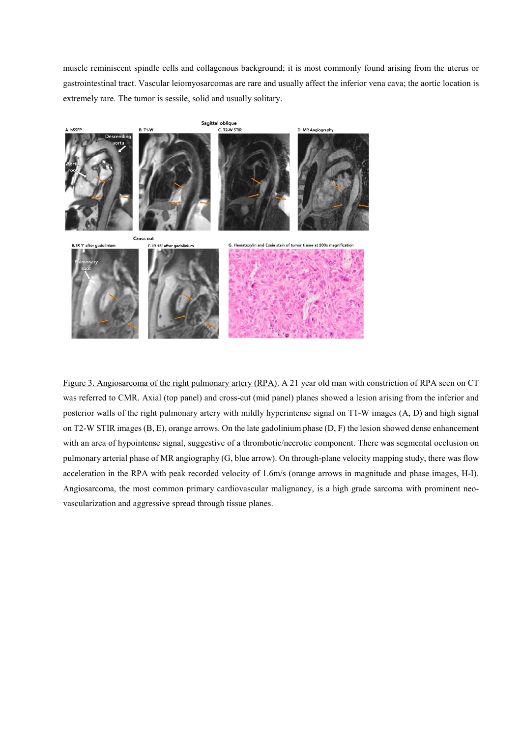muscle reminiscent spindle cells and collagenous background; it is most commonly found arising from the uterus or gastrointestinal tract. Vascular leiomyosarcomas are rare and usually affect the inferior vena cava; the aortic location is extremely rare. The tumor is sessile, solid and usually solitary.

Figure 3. Angiosarcoma of the right pulmonary artery (RPA). A 21 year old man with constriction of RPA seen on CT was referred to CMR. Axial (top panel) and cross-cut (mid panel) planes showed a lesion arising from the inferior and posterior walls of the right pulmonary artery with mildly hyperintense signal on T1-W images (A, D) and high signal on T2-W STIR images (B, E), orange arrows. On the late gadolinium phase (D, F) the lesion showed dense enhancement with an area of hypointense signal, suggestive of a thrombotic/necrotic component. There was segmental occlusion on pulmonary arterial phase of MR angiography (G, blue arrow). On through-plane velocity mapping study, there was flow acceleration in the RPA with peak recorded velocity of 1.6m/s (orange arrows in magnitude and phase images, H-I). Angiosarcoma, the most common primary cardiovascular malignancy, is a high grade sarcoma with prominent neo-vascularization and aggressive spread through tissue planes.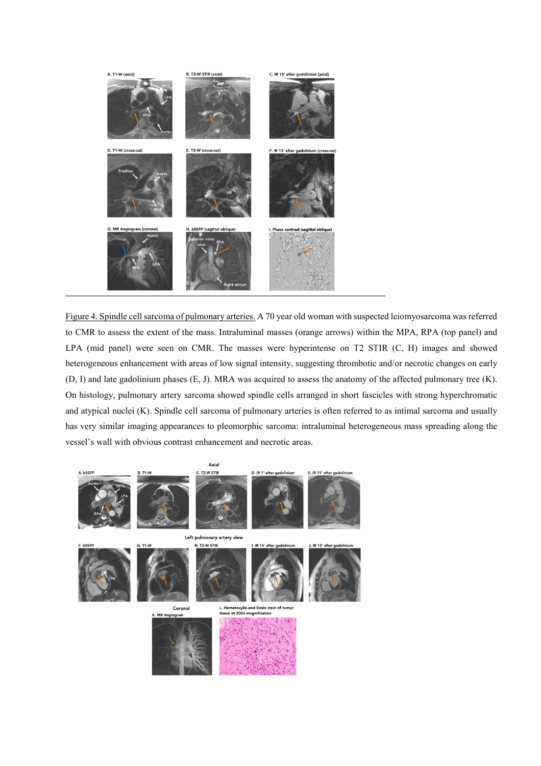Figure 4. Spindle cell sarcoma of pulmonary arteries. A 70 year old woman with suspected leiomyosarcoma was referred to CMR to assess the extent of the mass. Intraluminal masses (orange arrows) within the MPA, RPA (top panel) and LPA (mid panel) were seen on CMR. The masses were hyperintense on T2 STIR (C, H) images and showed heterogeneous enhancement with areas of low signal intensity, suggesting thrombotic and/or necrotic changes on early (D, I) and late gadolinium phases (E, J). MRA was acquired to assess the anatomy of the affected pulmonary tree (K). On histology, pulmonary artery sarcoma showed spindle cells arranged in short fascicles with strong hyperchromatic and atypical nuclei (K). Spindle cell sarcoma of pulmonary arteries is often referred to as intimal sarcoma and usually has very similar imaging appearances to pleomorphic sarcoma: intraluminal heterogeneous mass spreading along the vessel's wall with obvious contrast enhancement and necrotic areas.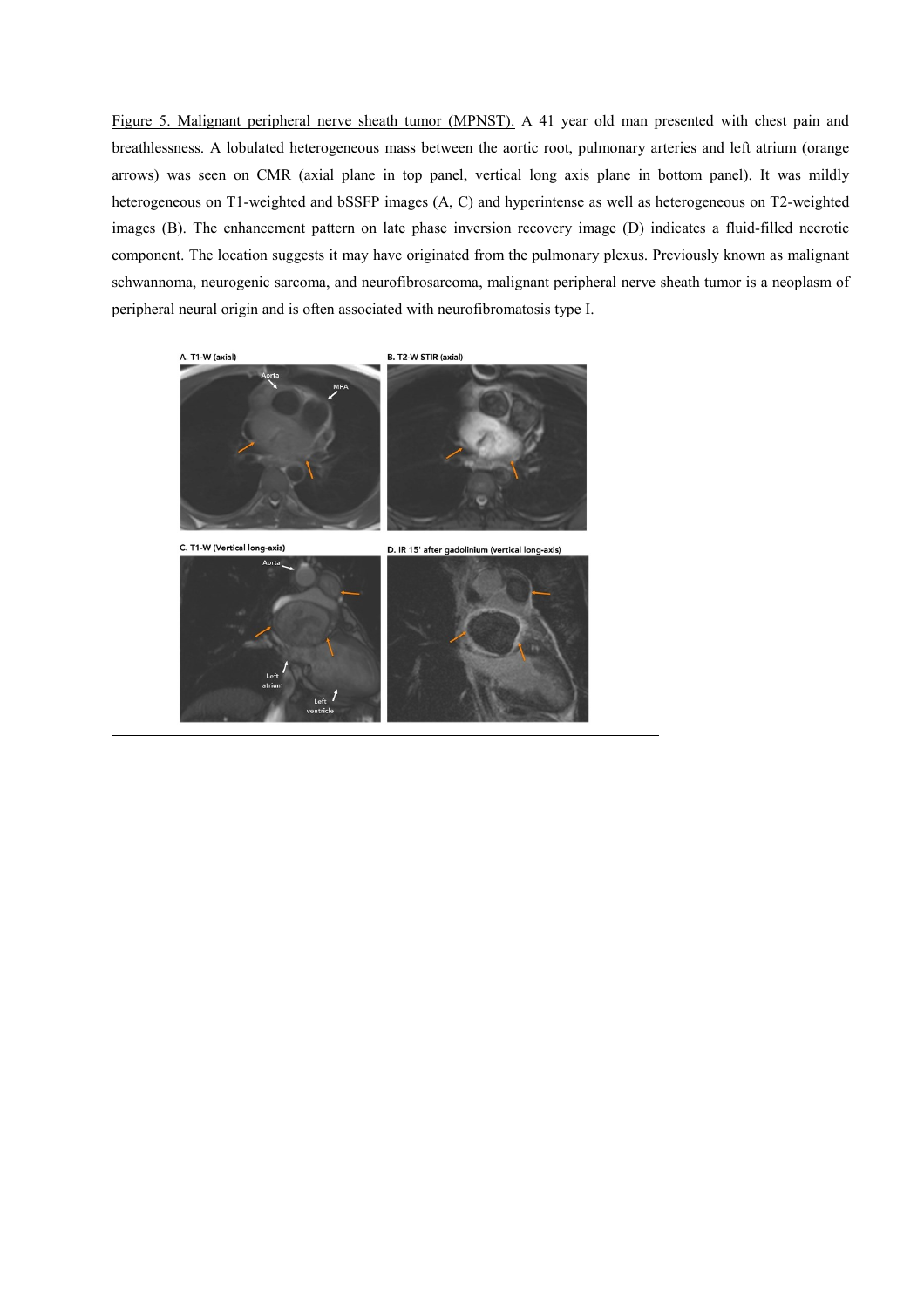Figure 5. Malignant peripheral nerve sheath tumor (MPNST). A 41 year old man presented with chest pain and breathlessness. A lobulated heterogeneous mass between the aortic root, pulmonary arteries and left atrium (orange arrows) was seen on CMR (axial plane in top panel, vertical long axis plane in bottom panel). It was mildly heterogeneous on T1-weighted and bSSFP images (A, C) and hyperintense as well as heterogeneous on T2-weighted images (B). The enhancement pattern on late phase inversion recovery image (D) indicates a fluid-filled necrotic component. The location suggests it may have originated from the pulmonary plexus. Previously known as malignant schwannoma, neurogenic sarcoma, and neurofibrosarcoma, malignant peripheral nerve sheath tumor is a neoplasm of peripheral neural origin and is often associated with neurofibromatosis type I.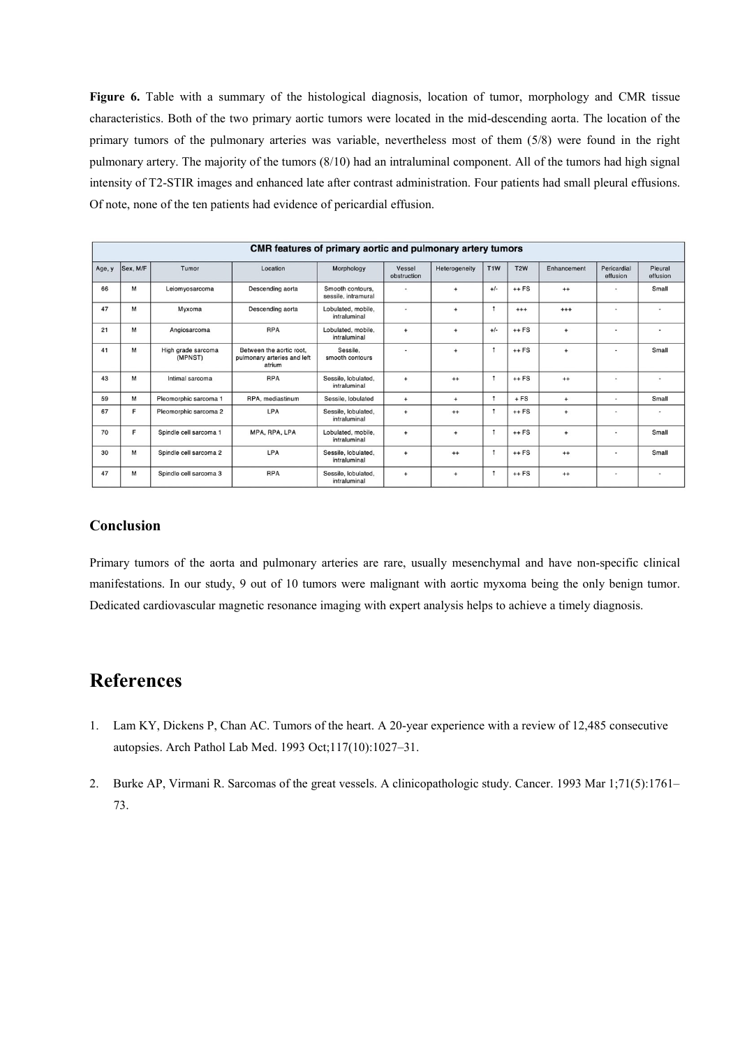**Figure 6.** Table with a summary of the histological diagnosis, location of tumor, morphology and CMR tissue characteristics. Both of the two primary aortic tumors were located in the mid-descending aorta. The location of the primary tumors of the pulmonary arteries was variable, nevertheless most of them (5/8) were found in the right pulmonary artery. The majority of the tumors (8/10) had an intraluminal component. All of the tumors had high signal intensity of T2-STIR images and enhanced late after contrast administration. Four patients had small pleural effusions. Of note, none of the ten patients had evidence of pericardial effusion.

**CMR features of primary aortic and pulmonary artery tumors**

| Age, y | Sex, M/F | Tumor | Location | Morphology | Vessel obstruction | Heterogeneity | T1W | T2W | Enhancement | Pericardial effusion | Pleural effusion |
|---|---|---|---|---|---|---|---|---|---|---|---|
| 66 | M | Leiomyosarcoma | Descending aorta | Smooth contours, sessile, intramural | - | + | +/- | ++ FS | ++ | - | Small |
| 47 | M | Myxoma | Descending aorta | Lobulated, mobile, intraluminal | - | + | ↑ | +++ | +++ | - | - |
| 21 | M | Angiosarcoma | RPA | Lobulated, mobile, intraluminal | + | + | +/- | ++ FS | + | - | - |
| 41 | M | High grade sarcoma (MPNST) | Between the aortic root, pulmonary arteries and left atrium | Sessile, smooth contours | - | + | ↑ | ++ FS | + | - | Small |
| 43 | M | Intimal sarcoma | RPA | Sessile, lobulated, intraluminal | + | ++ | ↑ | ++ FS | ++ | - | - |
| 59 | M | Pleomorphic sarcoma 1 | RPA, mediastinum | Sessile, lobulated | + | + | ↑ | + FS | + | - | Small |
| 67 | F | Pleomorphic sarcoma 2 | LPA | Sessile, lobulated, intraluminal | + | ++ | ↑ | ++ FS | + | - | - |
| 70 | F | Spindle cell sarcoma 1 | MPA, RPA, LPA | Lobulated, mobile, intraluminal | + | + | ↑ | ++ FS | + | - | Small |
| 30 | M | Spindle cell sarcoma 2 | LPA | Sessile, lobulated, intraluminal | + | ++ | ↑ | ++ FS | ++ | - | Small |
| 47 | M | Spindle cell sarcoma 3 | RPA | Sessile, lobulated, intraluminal | + | + | ↑ | ++ FS | ++ | - | - |

## Conclusion

Primary tumors of the aorta and pulmonary arteries are rare, usually mesenchymal and have non-specific clinical manifestations. In our study, 9 out of 10 tumors were malignant with aortic myxoma being the only benign tumor. Dedicated cardiovascular magnetic resonance imaging with expert analysis helps to achieve a timely diagnosis.

# References

1. Lam KY, Dickens P, Chan AC. Tumors of the heart. A 20-year experience with a review of 12,485 consecutive autopsies. Arch Pathol Lab Med. 1993 Oct;117(10):1027–31.
2. Burke AP, Virmani R. Sarcomas of the great vessels. A clinicopathologic study. Cancer. 1993 Mar 1;71(5):1761–73.